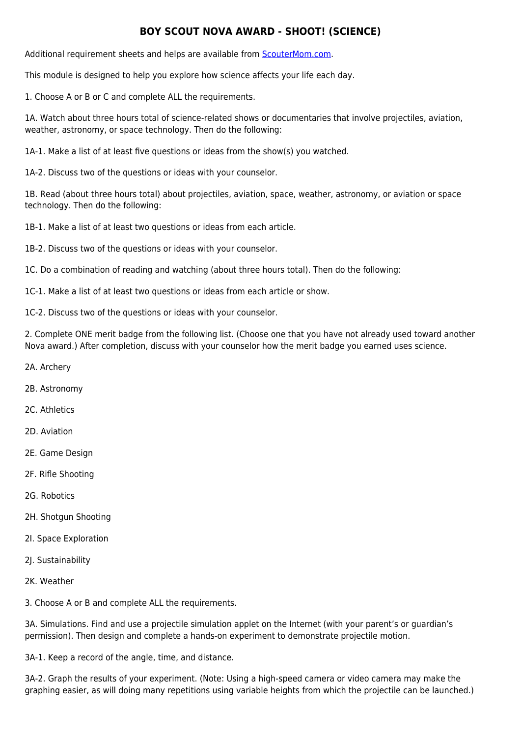# BOY SCOUT NOVA AWARD - SHOOT! (SCIENCE)

Additional requirement sheets and helps are available from [ScouterMom.com](ScouterMom.com).

This module is designed to help you explore how science affects your life each day.

1. Choose A or B or C and complete ALL the requirements.

1A. Watch about three hours total of science-related shows or documentaries that involve projectiles, aviation, weather, astronomy, or space technology. Then do the following:

1A-1. Make a list of at least five questions or ideas from the show(s) you watched.

1A-2. Discuss two of the questions or ideas with your counselor.

1B. Read (about three hours total) about projectiles, aviation, space, weather, astronomy, or aviation or space technology. Then do the following:

1B-1. Make a list of at least two questions or ideas from each article.

1B-2. Discuss two of the questions or ideas with your counselor.

1C. Do a combination of reading and watching (about three hours total). Then do the following:

1C-1. Make a list of at least two questions or ideas from each article or show.

1C-2. Discuss two of the questions or ideas with your counselor.

2. Complete ONE merit badge from the following list. (Choose one that you have not already used toward another Nova award.) After completion, discuss with your counselor how the merit badge you earned uses science.

2A. Archery

2B. Astronomy

2C. Athletics

2D. Aviation

2E. Game Design

2F. Rifle Shooting

2G. Robotics

2H. Shotgun Shooting

2I. Space Exploration

2J. Sustainability

2K. Weather

3. Choose A or B and complete ALL the requirements.

3A. Simulations. Find and use a projectile simulation applet on the Internet (with your parent's or guardian's permission). Then design and complete a hands-on experiment to demonstrate projectile motion.

3A-1. Keep a record of the angle, time, and distance.

3A-2. Graph the results of your experiment. (Note: Using a high-speed camera or video camera may make the graphing easier, as will doing many repetitions using variable heights from which the projectile can be launched.)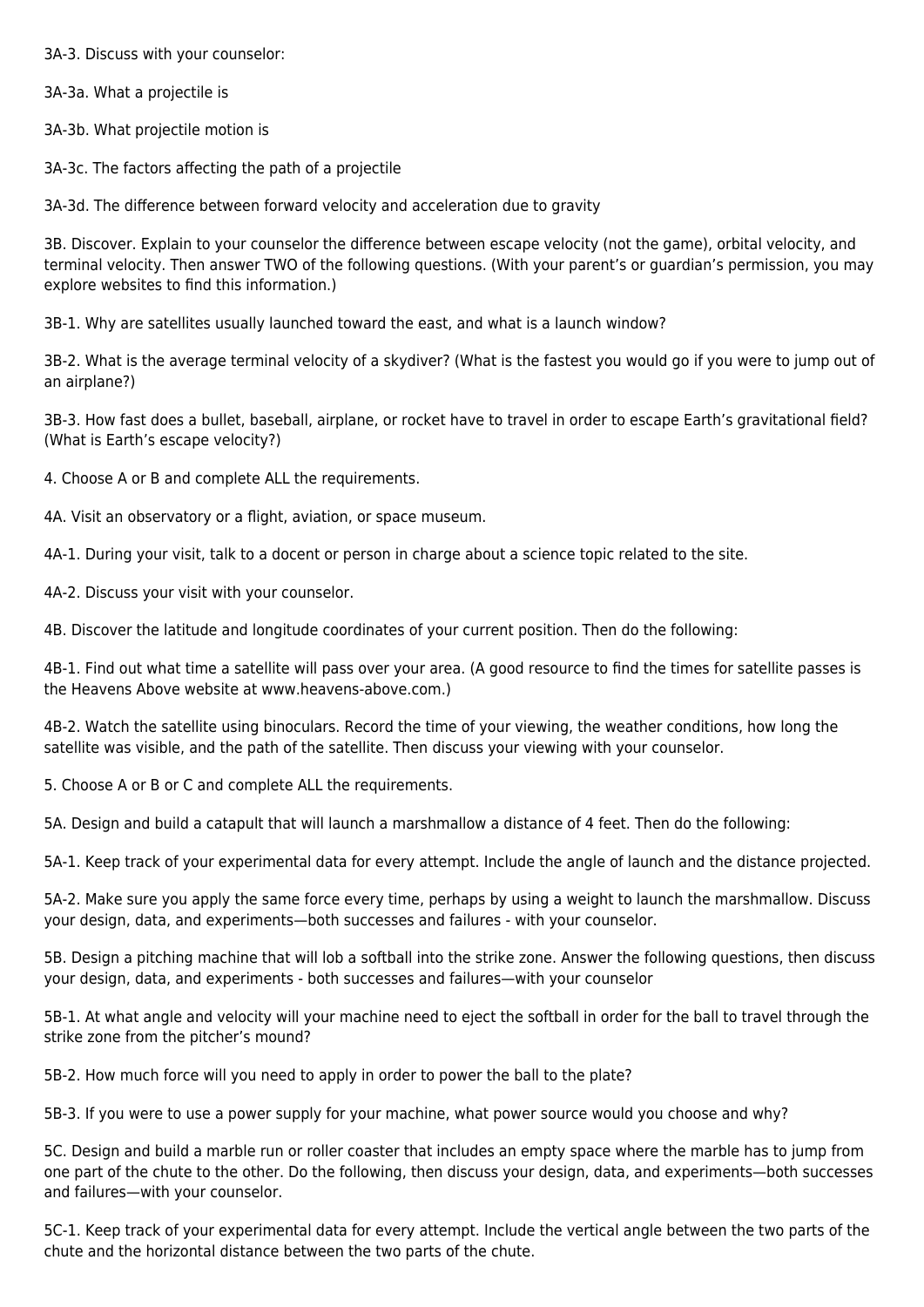3A-3. Discuss with your counselor:

3A-3a. What a projectile is

3A-3b. What projectile motion is

3A-3c. The factors affecting the path of a projectile

3A-3d. The difference between forward velocity and acceleration due to gravity

3B. Discover. Explain to your counselor the difference between escape velocity (not the game), orbital velocity, and terminal velocity. Then answer TWO of the following questions. (With your parent's or guardian's permission, you may explore websites to find this information.)

3B-1. Why are satellites usually launched toward the east, and what is a launch window?

3B-2. What is the average terminal velocity of a skydiver? (What is the fastest you would go if you were to jump out of an airplane?)

3B-3. How fast does a bullet, baseball, airplane, or rocket have to travel in order to escape Earth's gravitational field? (What is Earth's escape velocity?)

4. Choose A or B and complete ALL the requirements.

4A. Visit an observatory or a flight, aviation, or space museum.

4A-1. During your visit, talk to a docent or person in charge about a science topic related to the site.

4A-2. Discuss your visit with your counselor.

4B. Discover the latitude and longitude coordinates of your current position. Then do the following:

4B-1. Find out what time a satellite will pass over your area. (A good resource to find the times for satellite passes is the Heavens Above website at www.heavens-above.com.)

4B-2. Watch the satellite using binoculars. Record the time of your viewing, the weather conditions, how long the satellite was visible, and the path of the satellite. Then discuss your viewing with your counselor.

5. Choose A or B or C and complete ALL the requirements.

5A. Design and build a catapult that will launch a marshmallow a distance of 4 feet. Then do the following:

5A-1. Keep track of your experimental data for every attempt. Include the angle of launch and the distance projected.

5A-2. Make sure you apply the same force every time, perhaps by using a weight to launch the marshmallow. Discuss your design, data, and experiments—both successes and failures - with your counselor.

5B. Design a pitching machine that will lob a softball into the strike zone. Answer the following questions, then discuss your design, data, and experiments - both successes and failures—with your counselor

5B-1. At what angle and velocity will your machine need to eject the softball in order for the ball to travel through the strike zone from the pitcher's mound?

5B-2. How much force will you need to apply in order to power the ball to the plate?

5B-3. If you were to use a power supply for your machine, what power source would you choose and why?

5C. Design and build a marble run or roller coaster that includes an empty space where the marble has to jump from one part of the chute to the other. Do the following, then discuss your design, data, and experiments—both successes and failures—with your counselor.

5C-1. Keep track of your experimental data for every attempt. Include the vertical angle between the two parts of the chute and the horizontal distance between the two parts of the chute.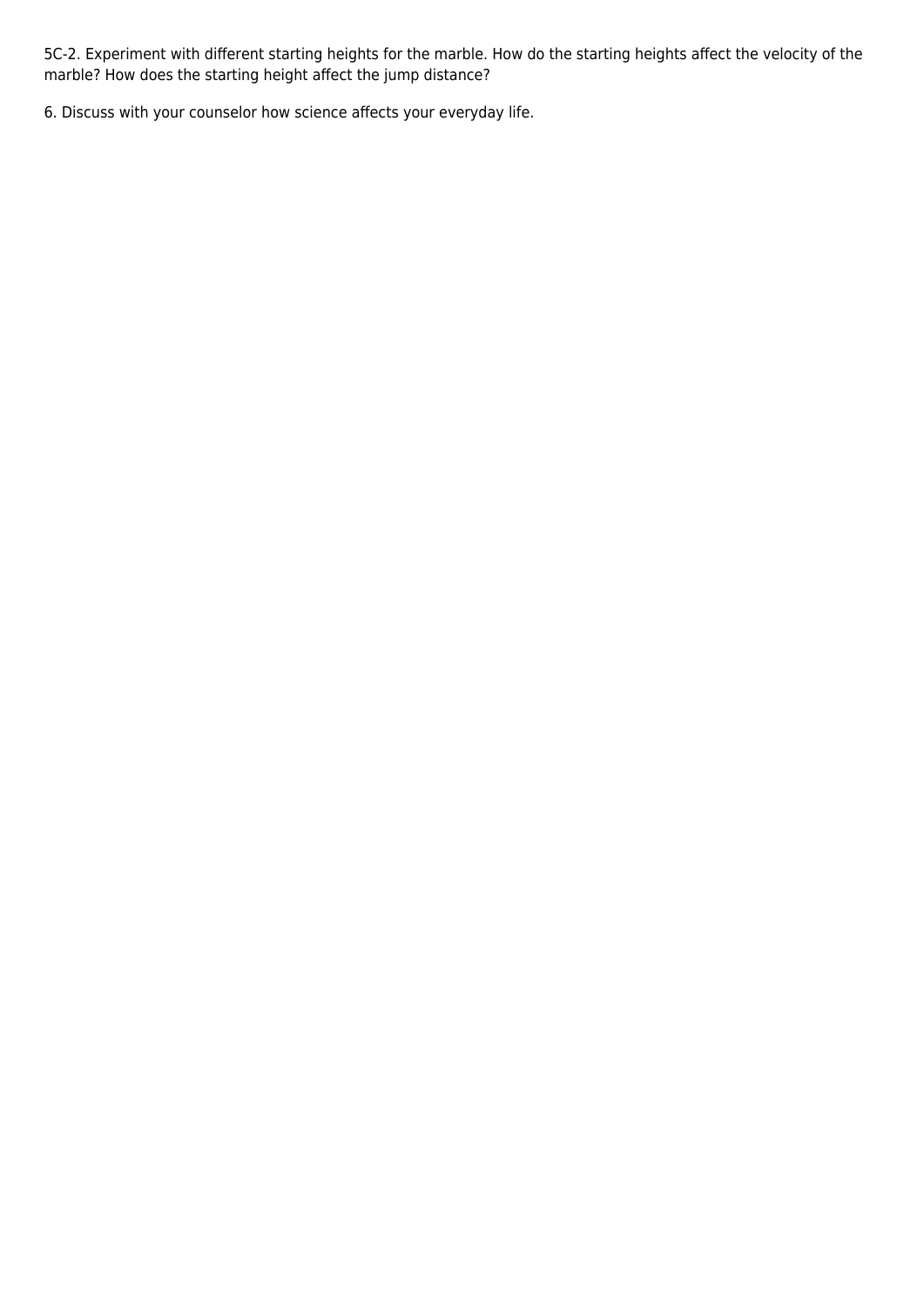5C-2. Experiment with different starting heights for the marble. How do the starting heights affect the velocity of the marble? How does the starting height affect the jump distance?

6. Discuss with your counselor how science affects your everyday life.